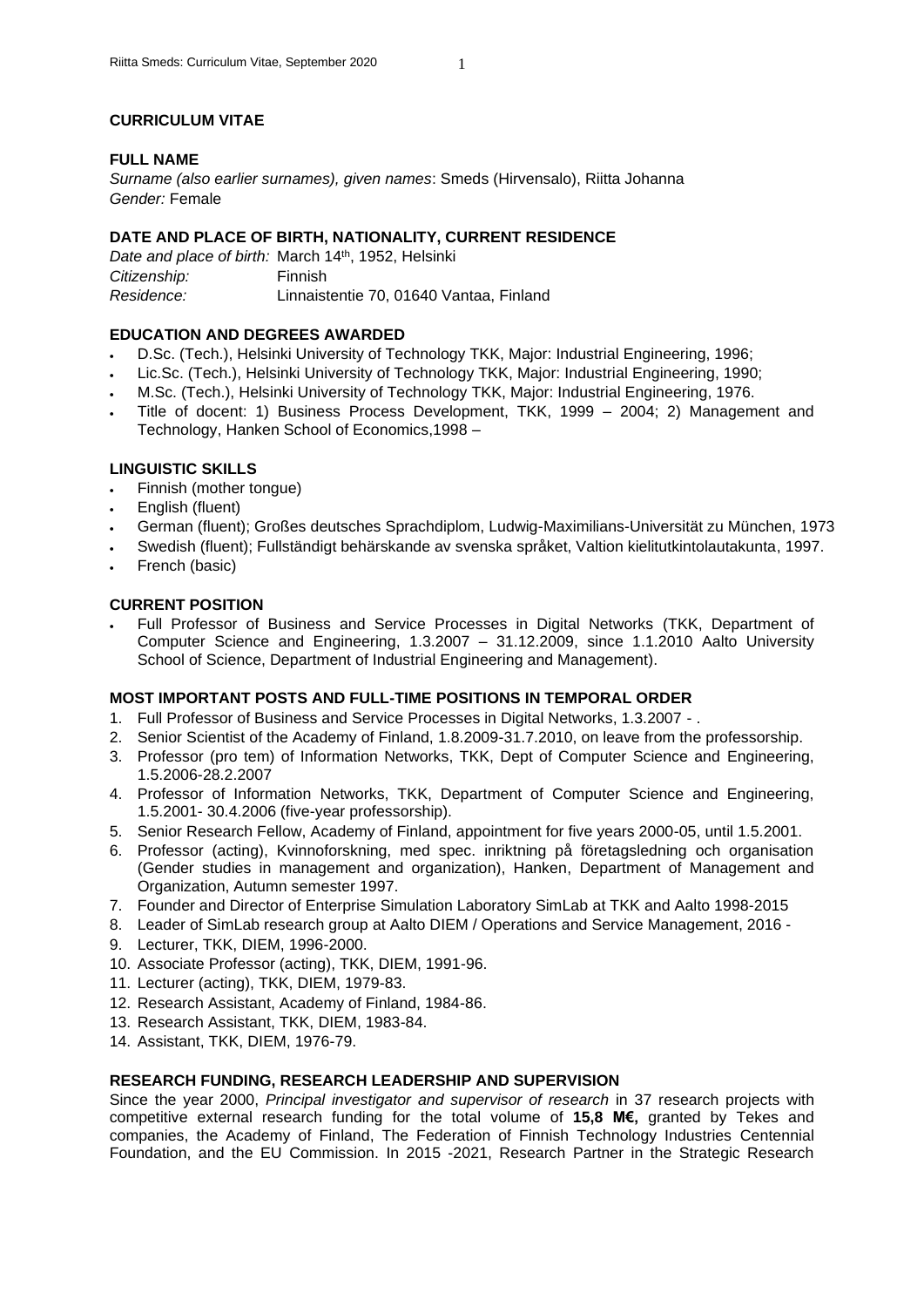## CURRICULUM VITAE

### FULL NAME

*Surname (also earlier surnames), given names*: Smeds (Hirvensalo), Riitta Johanna
*Gender:* Female

### DATE AND PLACE OF BIRTH, NATIONALITY, CURRENT RESIDENCE

*Date and place of birth:* March 14th, 1952, Helsinki
*Citizenship:* Finnish
*Residence:* Linnaistentie 70, 01640 Vantaa, Finland

### EDUCATION AND DEGREES AWARDED

- D.Sc. (Tech.), Helsinki University of Technology TKK, Major: Industrial Engineering, 1996;
- Lic.Sc. (Tech.), Helsinki University of Technology TKK, Major: Industrial Engineering, 1990;
- M.Sc. (Tech.), Helsinki University of Technology TKK, Major: Industrial Engineering, 1976.
- Title of docent: 1) Business Process Development, TKK, 1999 – 2004; 2) Management and Technology, Hanken School of Economics,1998 –

### LINGUISTIC SKILLS

- Finnish (mother tongue)
- English (fluent)
- German (fluent); Großes deutsches Sprachdiplom, Ludwig-Maximilians-Universität zu München, 1973
- Swedish (fluent); Fullständigt behärskande av svenska språket, Valtion kielitutkintolautakunta, 1997.
- French (basic)

### CURRENT POSITION

- Full Professor of Business and Service Processes in Digital Networks (TKK, Department of Computer Science and Engineering, 1.3.2007 – 31.12.2009, since 1.1.2010 Aalto University School of Science, Department of Industrial Engineering and Management).

### MOST IMPORTANT POSTS AND FULL-TIME POSITIONS IN TEMPORAL ORDER

1. Full Professor of Business and Service Processes in Digital Networks, 1.3.2007 - .
2. Senior Scientist of the Academy of Finland, 1.8.2009-31.7.2010, on leave from the professorship.
3. Professor (pro tem) of Information Networks, TKK, Dept of Computer Science and Engineering, 1.5.2006-28.2.2007
4. Professor of Information Networks, TKK, Department of Computer Science and Engineering, 1.5.2001- 30.4.2006 (five-year professorship).
5. Senior Research Fellow, Academy of Finland, appointment for five years 2000-05, until 1.5.2001.
6. Professor (acting), Kvinnoforskning, med spec. inriktning på företagsledning och organisation (Gender studies in management and organization), Hanken, Department of Management and Organization, Autumn semester 1997.
7. Founder and Director of Enterprise Simulation Laboratory SimLab at TKK and Aalto 1998-2015
8. Leader of SimLab research group at Aalto DIEM / Operations and Service Management, 2016 -
9. Lecturer, TKK, DIEM, 1996-2000.
10. Associate Professor (acting), TKK, DIEM, 1991-96.
11. Lecturer (acting), TKK, DIEM, 1979-83.
12. Research Assistant, Academy of Finland, 1984-86.
13. Research Assistant, TKK, DIEM, 1983-84.
14. Assistant, TKK, DIEM, 1976-79.

### RESEARCH FUNDING, RESEARCH LEADERSHIP AND SUPERVISION

Since the year 2000, *Principal investigator and supervisor of research* in 37 research projects with competitive external research funding for the total volume of **15,8 M€,** granted by Tekes and companies, the Academy of Finland, The Federation of Finnish Technology Industries Centennial Foundation, and the EU Commission. In 2015 -2021, Research Partner in the Strategic Research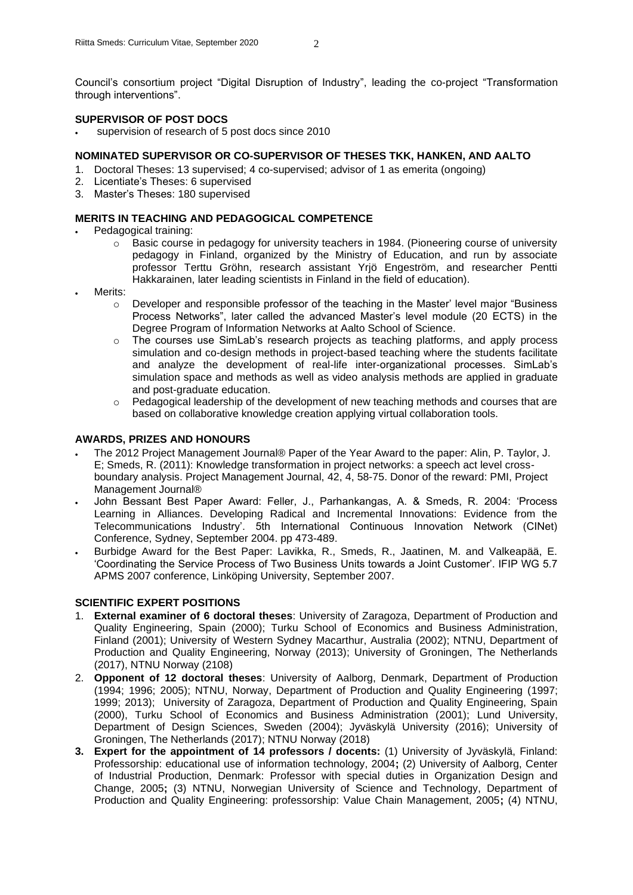Council's consortium project "Digital Disruption of Industry", leading the co-project "Transformation through interventions".

## SUPERVISOR OF POST DOCS

- supervision of research of 5 post docs since 2010

## NOMINATED SUPERVISOR OR CO-SUPERVISOR OF THESES TKK, HANKEN, AND AALTO

1. Doctoral Theses: 13 supervised; 4 co-supervised; advisor of 1 as emerita (ongoing)
2. Licentiate's Theses: 6 supervised
3. Master's Theses: 180 supervised

## MERITS IN TEACHING AND PEDAGOGICAL COMPETENCE

- Pedagogical training:
  - Basic course in pedagogy for university teachers in 1984. (Pioneering course of university pedagogy in Finland, organized by the Ministry of Education, and run by associate professor Terttu Gröhn, research assistant Yrjö Engeström, and researcher Pentti Hakkarainen, later leading scientists in Finland in the field of education).
- Merits:
  - Developer and responsible professor of the teaching in the Master' level major "Business Process Networks", later called the advanced Master's level module (20 ECTS) in the Degree Program of Information Networks at Aalto School of Science.
  - The courses use SimLab's research projects as teaching platforms, and apply process simulation and co-design methods in project-based teaching where the students facilitate and analyze the development of real-life inter-organizational processes. SimLab's simulation space and methods as well as video analysis methods are applied in graduate and post-graduate education.
  - Pedagogical leadership of the development of new teaching methods and courses that are based on collaborative knowledge creation applying virtual collaboration tools.

## AWARDS, PRIZES AND HONOURS

- The 2012 Project Management Journal® Paper of the Year Award to the paper: Alin, P. Taylor, J. E; Smeds, R. (2011): Knowledge transformation in project networks: a speech act level cross-boundary analysis. Project Management Journal, 42, 4, 58-75. Donor of the reward: PMI, Project Management Journal®
- John Bessant Best Paper Award: Feller, J., Parhankangas, A. & Smeds, R. 2004: 'Process Learning in Alliances. Developing Radical and Incremental Innovations: Evidence from the Telecommunications Industry'. 5th International Continuous Innovation Network (CINet) Conference, Sydney, September 2004. pp 473-489.
- Burbidge Award for the Best Paper: Lavikka, R., Smeds, R., Jaatinen, M. and Valkeapää, E. 'Coordinating the Service Process of Two Business Units towards a Joint Customer'. IFIP WG 5.7 APMS 2007 conference, Linköping University, September 2007.

## SCIENTIFIC EXPERT POSITIONS

1. **External examiner of 6 doctoral theses**: University of Zaragoza, Department of Production and Quality Engineering, Spain (2000); Turku School of Economics and Business Administration, Finland (2001); University of Western Sydney Macarthur, Australia (2002); NTNU, Department of Production and Quality Engineering, Norway (2013); University of Groningen, The Netherlands (2017), NTNU Norway (2108)
2. **Opponent of 12 doctoral theses**: University of Aalborg, Denmark, Department of Production (1994; 1996; 2005); NTNU, Norway, Department of Production and Quality Engineering (1997; 1999; 2013); University of Zaragoza, Department of Production and Quality Engineering, Spain (2000), Turku School of Economics and Business Administration (2001); Lund University, Department of Design Sciences, Sweden (2004); Jyväskylä University (2016); University of Groningen, The Netherlands (2017); NTNU Norway (2018)
3. **Expert for the appointment of 14 professors / docents:** (1) University of Jyväskylä, Finland: Professorship: educational use of information technology, 2004**;** (2) University of Aalborg, Center of Industrial Production, Denmark: Professor with special duties in Organization Design and Change, 2005**;** (3) NTNU, Norwegian University of Science and Technology, Department of Production and Quality Engineering: professorship: Value Chain Management, 2005**;** (4) NTNU,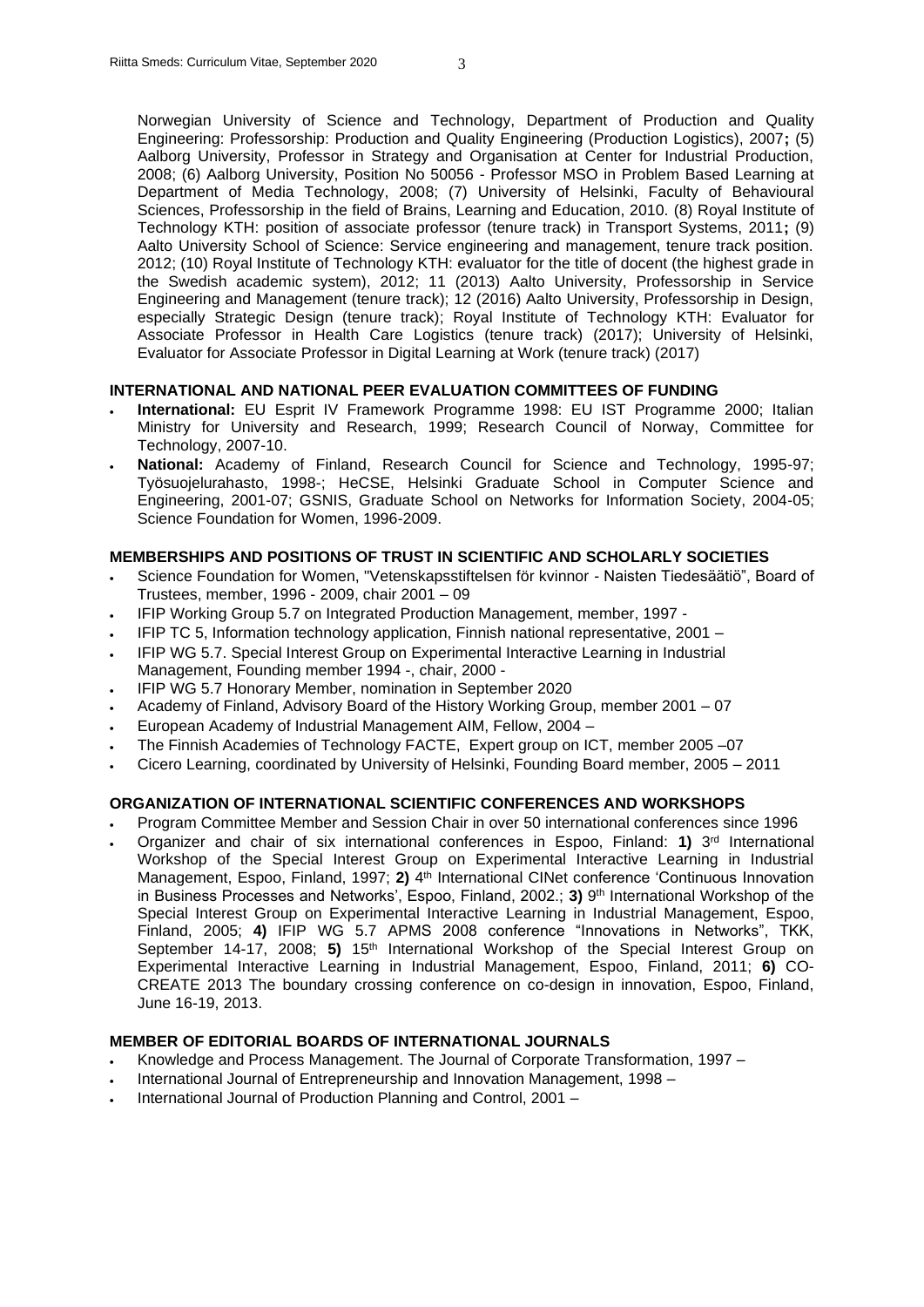Norwegian University of Science and Technology, Department of Production and Quality Engineering: Professorship: Production and Quality Engineering (Production Logistics), 2007**;** (5) Aalborg University, Professor in Strategy and Organisation at Center for Industrial Production, 2008; (6) Aalborg University, Position No 50056 - Professor MSO in Problem Based Learning at Department of Media Technology, 2008; (7) University of Helsinki, Faculty of Behavioural Sciences, Professorship in the field of Brains, Learning and Education, 2010. (8) Royal Institute of Technology KTH: position of associate professor (tenure track) in Transport Systems, 2011**;** (9) Aalto University School of Science: Service engineering and management, tenure track position. 2012; (10) Royal Institute of Technology KTH: evaluator for the title of docent (the highest grade in the Swedish academic system), 2012; 11 (2013) Aalto University, Professorship in Service Engineering and Management (tenure track); 12 (2016) Aalto University, Professorship in Design, especially Strategic Design (tenure track); Royal Institute of Technology KTH: Evaluator for Associate Professor in Health Care Logistics (tenure track) (2017); University of Helsinki, Evaluator for Associate Professor in Digital Learning at Work (tenure track) (2017)

## INTERNATIONAL AND NATIONAL PEER EVALUATION COMMITTEES OF FUNDING

- **International:** EU Esprit IV Framework Programme 1998: EU IST Programme 2000; Italian Ministry for University and Research, 1999; Research Council of Norway, Committee for Technology, 2007-10.
- **National:** Academy of Finland, Research Council for Science and Technology, 1995-97; Työsuojelurahasto, 1998-; HeCSE, Helsinki Graduate School in Computer Science and Engineering, 2001-07; GSNIS, Graduate School on Networks for Information Society, 2004-05; Science Foundation for Women, 1996-2009.

## MEMBERSHIPS AND POSITIONS OF TRUST IN SCIENTIFIC AND SCHOLARLY SOCIETIES

- Science Foundation for Women, "Vetenskapsstiftelsen för kvinnor - Naisten Tiedesäätiö", Board of Trustees, member, 1996 - 2009, chair 2001 – 09
- IFIP Working Group 5.7 on Integrated Production Management, member, 1997 -
- IFIP TC 5, Information technology application, Finnish national representative, 2001 –
- IFIP WG 5.7. Special Interest Group on Experimental Interactive Learning in Industrial Management, Founding member 1994 -, chair, 2000 -
- IFIP WG 5.7 Honorary Member, nomination in September 2020
- Academy of Finland, Advisory Board of the History Working Group, member 2001 – 07
- European Academy of Industrial Management AIM, Fellow, 2004 –
- The Finnish Academies of Technology FACTE, Expert group on ICT, member 2005 –07
- Cicero Learning, coordinated by University of Helsinki, Founding Board member, 2005 – 2011

## ORGANIZATION OF INTERNATIONAL SCIENTIFIC CONFERENCES AND WORKSHOPS

- Program Committee Member and Session Chair in over 50 international conferences since 1996
- Organizer and chair of six international conferences in Espoo, Finland: **1)** 3rd International Workshop of the Special Interest Group on Experimental Interactive Learning in Industrial Management, Espoo, Finland, 1997; **2)** 4th International CINet conference 'Continuous Innovation in Business Processes and Networks', Espoo, Finland, 2002.; **3)** 9th International Workshop of the Special Interest Group on Experimental Interactive Learning in Industrial Management, Espoo, Finland, 2005; **4)** IFIP WG 5.7 APMS 2008 conference "Innovations in Networks", TKK, September 14-17, 2008; **5)** 15th International Workshop of the Special Interest Group on Experimental Interactive Learning in Industrial Management, Espoo, Finland, 2011; **6)** CO-CREATE 2013 The boundary crossing conference on co-design in innovation, Espoo, Finland, June 16-19, 2013.

## MEMBER OF EDITORIAL BOARDS OF INTERNATIONAL JOURNALS

- Knowledge and Process Management. The Journal of Corporate Transformation, 1997 –
- International Journal of Entrepreneurship and Innovation Management, 1998 –
- International Journal of Production Planning and Control, 2001 –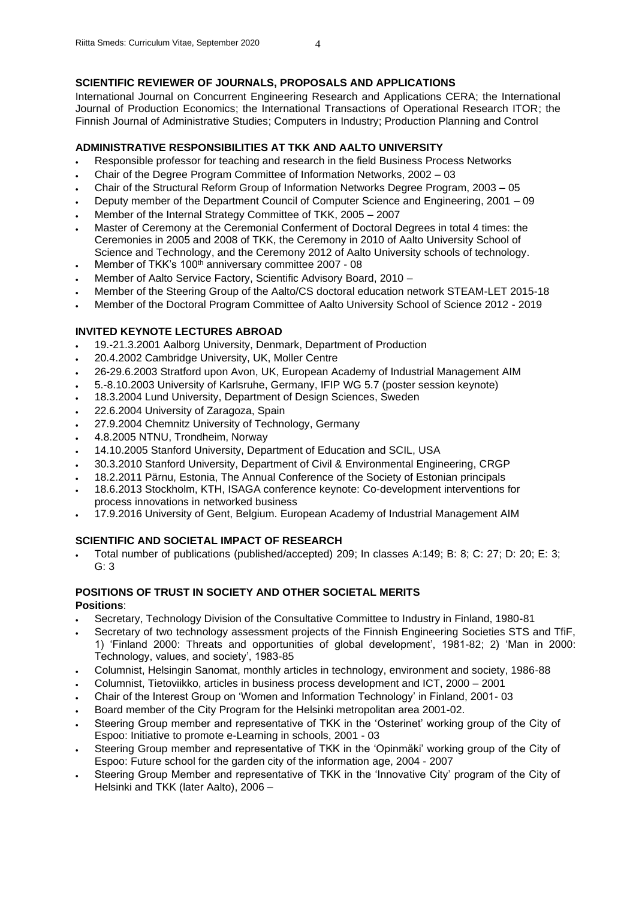## SCIENTIFIC REVIEWER OF JOURNALS, PROPOSALS AND APPLICATIONS

International Journal on Concurrent Engineering Research and Applications CERA; the International Journal of Production Economics; the International Transactions of Operational Research ITOR; the Finnish Journal of Administrative Studies; Computers in Industry; Production Planning and Control

## ADMINISTRATIVE RESPONSIBILITIES AT TKK AND AALTO UNIVERSITY

- Responsible professor for teaching and research in the field Business Process Networks
- Chair of the Degree Program Committee of Information Networks, 2002 – 03
- Chair of the Structural Reform Group of Information Networks Degree Program, 2003 – 05
- Deputy member of the Department Council of Computer Science and Engineering, 2001 – 09
- Member of the Internal Strategy Committee of TKK, 2005 – 2007
- Master of Ceremony at the Ceremonial Conferment of Doctoral Degrees in total 4 times: the Ceremonies in 2005 and 2008 of TKK, the Ceremony in 2010 of Aalto University School of Science and Technology, and the Ceremony 2012 of Aalto University schools of technology.
- Member of TKK's 100th anniversary committee 2007 - 08
- Member of Aalto Service Factory, Scientific Advisory Board, 2010 –
- Member of the Steering Group of the Aalto/CS doctoral education network STEAM-LET 2015-18
- Member of the Doctoral Program Committee of Aalto University School of Science 2012 - 2019

## INVITED KEYNOTE LECTURES ABROAD

- 19.-21.3.2001 Aalborg University, Denmark, Department of Production
- 20.4.2002 Cambridge University, UK, Moller Centre
- 26-29.6.2003 Stratford upon Avon, UK, European Academy of Industrial Management AIM
- 5.-8.10.2003 University of Karlsruhe, Germany, IFIP WG 5.7 (poster session keynote)
- 18.3.2004 Lund University, Department of Design Sciences, Sweden
- 22.6.2004 University of Zaragoza, Spain
- 27.9.2004 Chemnitz University of Technology, Germany
- 4.8.2005 NTNU, Trondheim, Norway
- 14.10.2005 Stanford University, Department of Education and SCIL, USA
- 30.3.2010 Stanford University, Department of Civil & Environmental Engineering, CRGP
- 18.2.2011 Pärnu, Estonia, The Annual Conference of the Society of Estonian principals
- 18.6.2013 Stockholm, KTH, ISAGA conference keynote: Co-development interventions for process innovations in networked business
- 17.9.2016 University of Gent, Belgium. European Academy of Industrial Management AIM

## SCIENTIFIC AND SOCIETAL IMPACT OF RESEARCH

- Total number of publications (published/accepted) 209; In classes A:149; B: 8; C: 27; D: 20; E: 3; G: 3

## POSITIONS OF TRUST IN SOCIETY AND OTHER SOCIETAL MERITS

**Positions**:

- Secretary, Technology Division of the Consultative Committee to Industry in Finland, 1980-81
- Secretary of two technology assessment projects of the Finnish Engineering Societies STS and TfiF, 1) 'Finland 2000: Threats and opportunities of global development', 1981-82; 2) 'Man in 2000: Technology, values, and society', 1983-85
- Columnist, Helsingin Sanomat, monthly articles in technology, environment and society, 1986-88
- Columnist, Tietoviikko, articles in business process development and ICT, 2000 – 2001
- Chair of the Interest Group on 'Women and Information Technology' in Finland, 2001- 03
- Board member of the City Program for the Helsinki metropolitan area 2001-02.
- Steering Group member and representative of TKK in the 'Osterinet' working group of the City of Espoo: Initiative to promote e-Learning in schools, 2001 - 03
- Steering Group member and representative of TKK in the 'Opinmäki' working group of the City of Espoo: Future school for the garden city of the information age, 2004 - 2007
- Steering Group Member and representative of TKK in the 'Innovative City' program of the City of Helsinki and TKK (later Aalto), 2006 –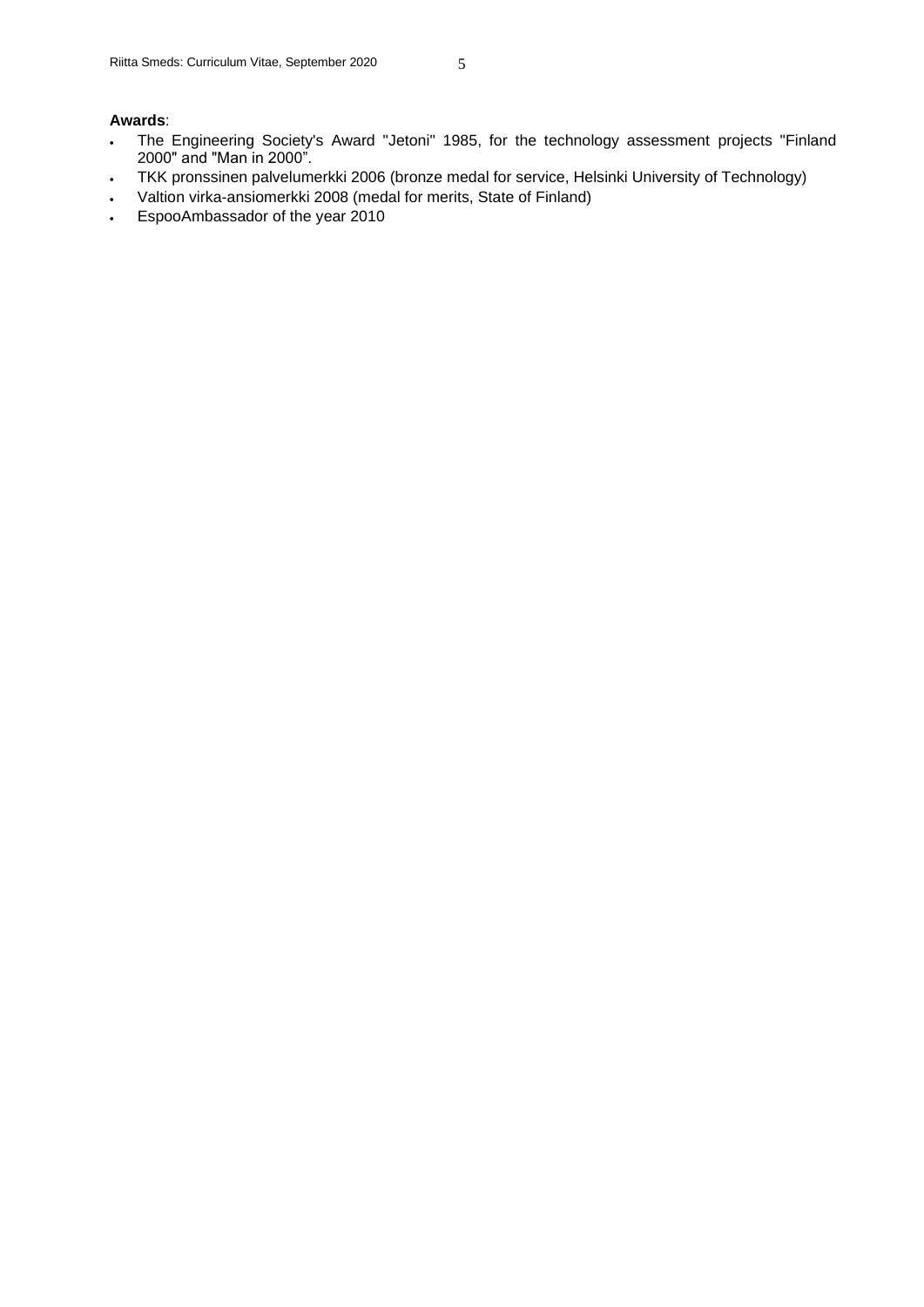**Awards**:

- The Engineering Society's Award "Jetoni" 1985, for the technology assessment projects "Finland 2000" and "Man in 2000".
- TKK pronssinen palvelumerkki 2006 (bronze medal for service, Helsinki University of Technology)
- Valtion virka-ansiomerkki 2008 (medal for merits, State of Finland)
- EspooAmbassador of the year 2010